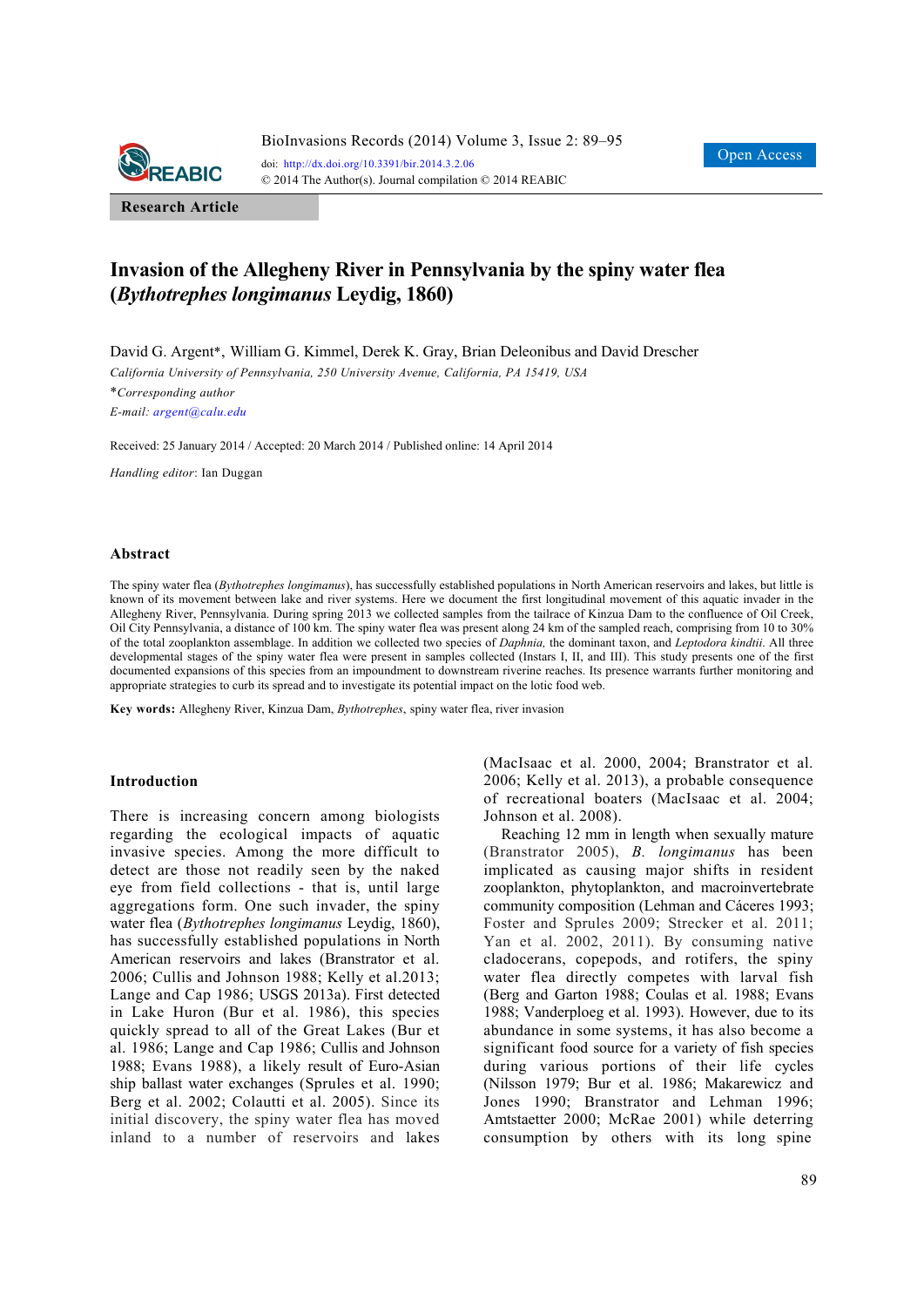Research Article

# Invasion of the Allegheny River in Pennsylvania by the spiny water flea (*Bythotrephes longimanus* Leydig, 1860)

David G. Argent*, William G. Kimmel, Derek K. Gray, Brian Deleonibus and David Drescher

*California University of Pennsylvania, 250 University Avenue, California, PA 15419, USA*

**Corresponding author*

*E-mail:* argent@calu.edu

Received: 25 January 2014 / Accepted: 20 March 2014 / Published online: 14 April 2014

*Handling editor*: Ian Duggan

## Abstract

The spiny water flea (*Bythotrephes longimanus*), has successfully established populations in North American reservoirs and lakes, but little is known of its movement between lake and river systems. Here we document the first longitudinal movement of this aquatic invader in the Allegheny River, Pennsylvania. During spring 2013 we collected samples from the tailrace of Kinzua Dam to the confluence of Oil Creek, Oil City Pennsylvania, a distance of 100 km. The spiny water flea was present along 24 km of the sampled reach, comprising from 10 to 30% of the total zooplankton assemblage. In addition we collected two species of *Daphnia*, the dominant taxon, and *Leptodora kindtii*. All three developmental stages of the spiny water flea were present in samples collected (Instars I, II, and III). This study presents one of the first documented expansions of this species from an impoundment to downstream riverine reaches. Its presence warrants further monitoring and appropriate strategies to curb its spread and to investigate its potential impact on the lotic food web.

**Key words:** Allegheny River, Kinzua Dam, *Bythotrephes*, spiny water flea, river invasion

## Introduction

There is increasing concern among biologists regarding the ecological impacts of aquatic invasive species. Among the more difficult to detect are those not readily seen by the naked eye from field collections - that is, until large aggregations form. One such invader, the spiny water flea (*Bythotrephes longimanus* Leydig, 1860), has successfully established populations in North American reservoirs and lakes (Branstrator et al. 2006; Cullis and Johnson 1988; Kelly et al.2013; Lange and Cap 1986; USGS 2013a). First detected in Lake Huron (Bur et al. 1986), this species quickly spread to all of the Great Lakes (Bur et al. 1986; Lange and Cap 1986; Cullis and Johnson 1988; Evans 1988), a likely result of Euro-Asian ship ballast water exchanges (Sprules et al. 1990; Berg et al. 2002; Colautti et al. 2005). Since its initial discovery, the spiny water flea has moved inland to a number of reservoirs and lakes (MacIsaac et al. 2000, 2004; Branstrator et al. 2006; Kelly et al. 2013), a probable consequence of recreational boaters (MacIsaac et al. 2004; Johnson et al. 2008).

Reaching 12 mm in length when sexually mature (Branstrator 2005), *B. longimanus* has been implicated as causing major shifts in resident zooplankton, phytoplankton, and macroinvertebrate community composition (Lehman and Cáceres 1993; Foster and Sprules 2009; Strecker et al. 2011; Yan et al. 2002, 2011). By consuming native cladocerans, copepods, and rotifers, the spiny water flea directly competes with larval fish (Berg and Garton 1988; Coulas et al. 1988; Evans 1988; Vanderploeg et al. 1993). However, due to its abundance in some systems, it has also become a significant food source for a variety of fish species during various portions of their life cycles (Nilsson 1979; Bur et al. 1986; Makarewicz and Jones 1990; Branstrator and Lehman 1996; Amtstaetter 2000; McRae 2001) while deterring consumption by others with its long spine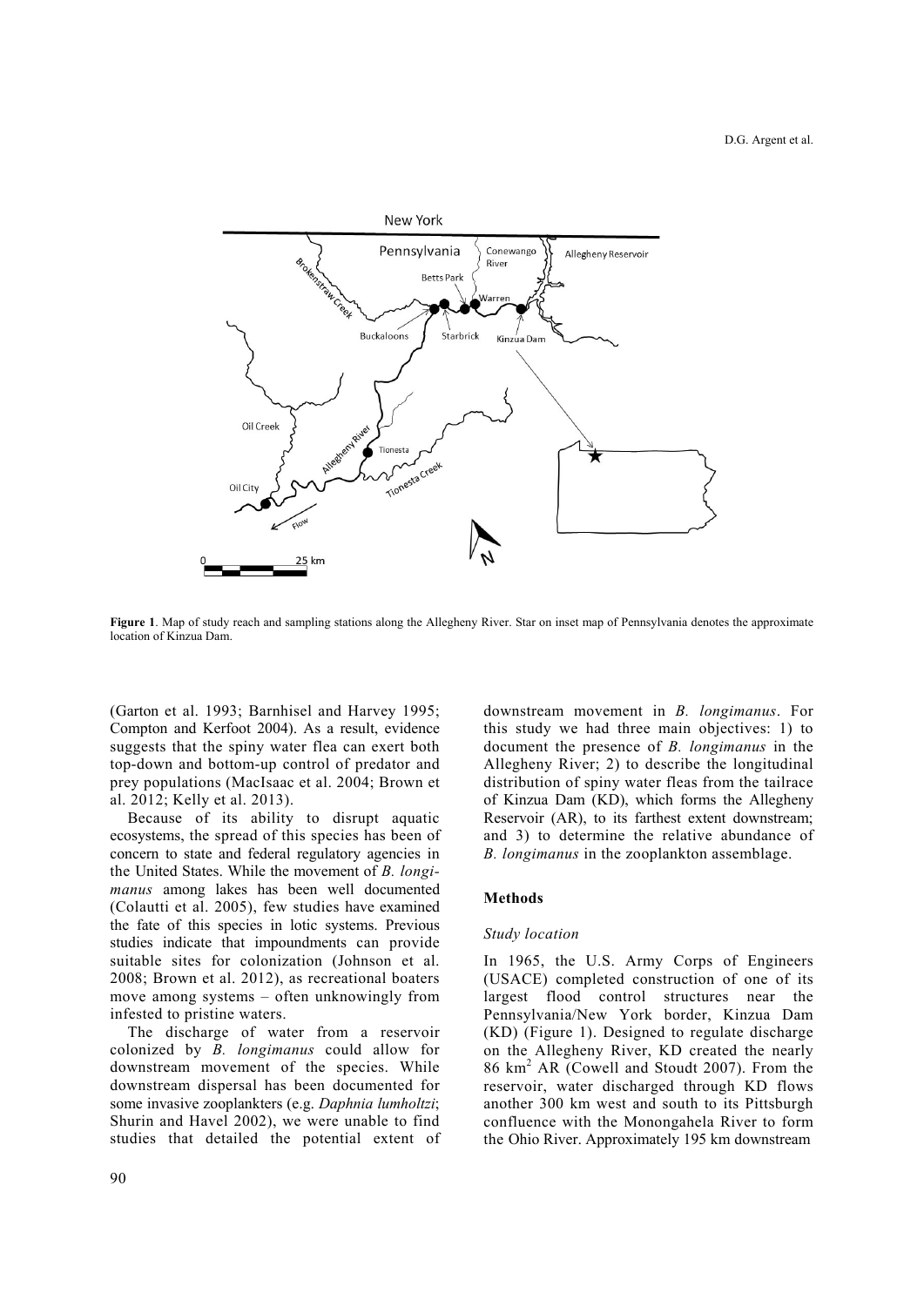**Figure 1**. Map of study reach and sampling stations along the Allegheny River. Star on inset map of Pennsylvania denotes the approximate location of Kinzua Dam.

(Garton et al. 1993; Barnhisel and Harvey 1995; Compton and Kerfoot 2004). As a result, evidence suggests that the spiny water flea can exert both top-down and bottom-up control of predator and prey populations (MacIsaac et al. 2004; Brown et al. 2012; Kelly et al. 2013).

Because of its ability to disrupt aquatic ecosystems, the spread of this species has been of concern to state and federal regulatory agencies in the United States. While the movement of *B. longimanus* among lakes has been well documented (Colautti et al. 2005), few studies have examined the fate of this species in lotic systems. Previous studies indicate that impoundments can provide suitable sites for colonization (Johnson et al. 2008; Brown et al. 2012), as recreational boaters move among systems – often unknowingly from infested to pristine waters.

The discharge of water from a reservoir colonized by *B. longimanus* could allow for downstream movement of the species. While downstream dispersal has been documented for some invasive zooplankters (e.g. *Daphnia lumholtzi*; Shurin and Havel 2002), we were unable to find studies that detailed the potential extent of downstream movement in *B. longimanus*. For this study we had three main objectives: 1) to document the presence of *B. longimanus* in the Allegheny River; 2) to describe the longitudinal distribution of spiny water fleas from the tailrace of Kinzua Dam (KD), which forms the Allegheny Reservoir (AR), to its farthest extent downstream; and 3) to determine the relative abundance of *B. longimanus* in the zooplankton assemblage.

## Methods

### *Study location*

In 1965, the U.S. Army Corps of Engineers (USACE) completed construction of one of its largest flood control structures near the Pennsylvania/New York border, Kinzua Dam (KD) (Figure 1). Designed to regulate discharge on the Allegheny River, KD created the nearly 86 km$^2$ AR (Cowell and Stoudt 2007). From the reservoir, water discharged through KD flows another 300 km west and south to its Pittsburgh confluence with the Monongahela River to form the Ohio River. Approximately 195 km downstream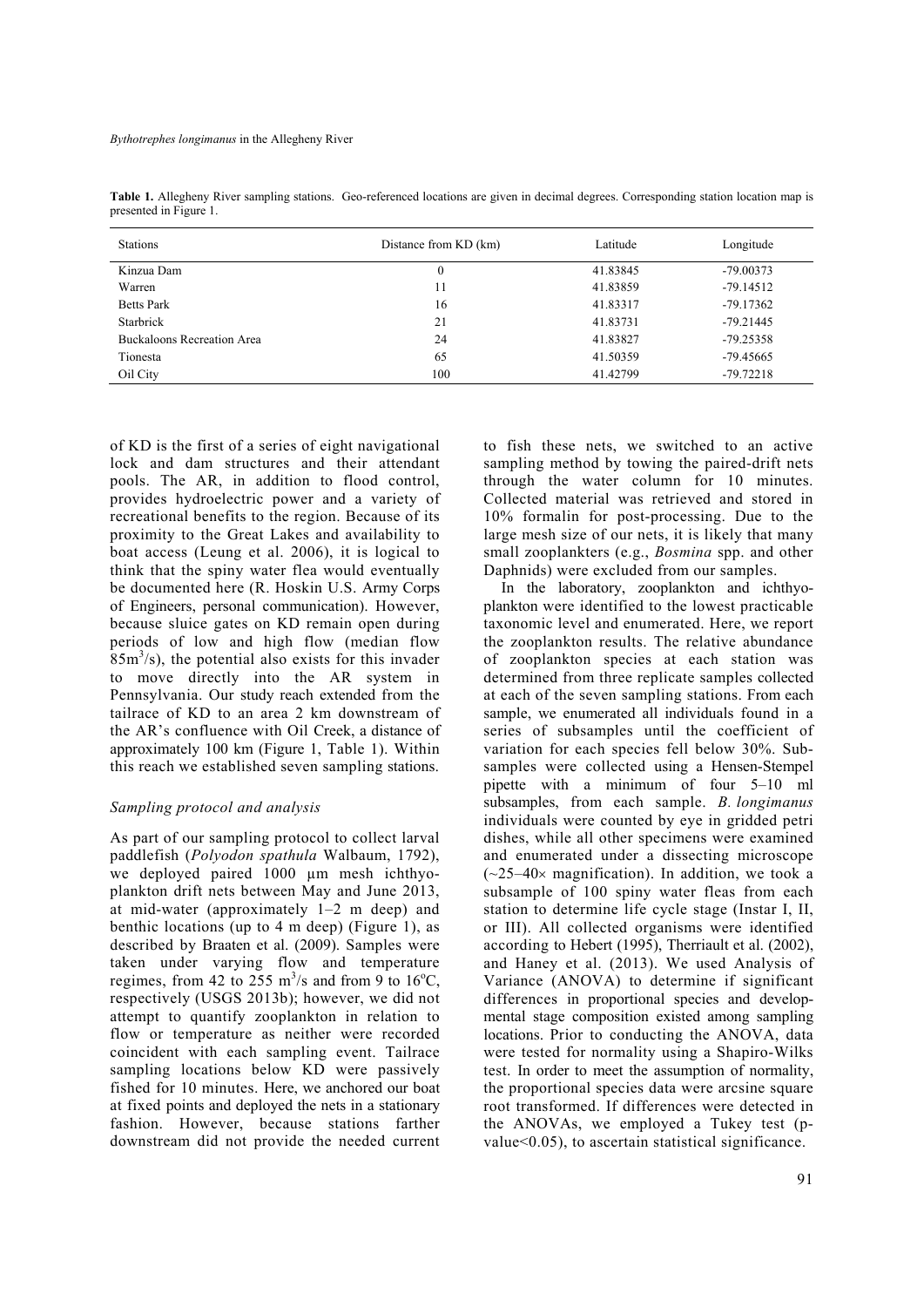**Table 1.** Allegheny River sampling stations. Geo-referenced locations are given in decimal degrees. Corresponding station location map is presented in Figure 1.

| Stations | Distance from KD (km) | Latitude | Longitude |
|---|---|---|---|
| Kinzua Dam | 0 | 41.83845 | -79.00373 |
| Warren | 11 | 41.83859 | -79.14512 |
| Betts Park | 16 | 41.83317 | -79.17362 |
| Starbrick | 21 | 41.83731 | -79.21445 |
| Buckaloons Recreation Area | 24 | 41.83827 | -79.25358 |
| Tionesta | 65 | 41.50359 | -79.45665 |
| Oil City | 100 | 41.42799 | -79.72218 |

of KD is the first of a series of eight navigational lock and dam structures and their attendant pools. The AR, in addition to flood control, provides hydroelectric power and a variety of recreational benefits to the region. Because of its proximity to the Great Lakes and availability to boat access (Leung et al. 2006), it is logical to think that the spiny water flea would eventually be documented here (R. Hoskin U.S. Army Corps of Engineers, personal communication). However, because sluice gates on KD remain open during periods of low and high flow (median flow $85 m^3/s$), the potential also exists for this invader to move directly into the AR system in Pennsylvania. Our study reach extended from the tailrace of KD to an area 2 km downstream of the AR's confluence with Oil Creek, a distance of approximately 100 km (Figure 1, Table 1). Within this reach we established seven sampling stations.

### *Sampling protocol and analysis*

As part of our sampling protocol to collect larval paddlefish (*Polyodon spathula* Walbaum, 1792), we deployed paired 1000 µm mesh ichthyoplankton drift nets between May and June 2013, at mid-water (approximately 1–2 m deep) and benthic locations (up to 4 m deep) (Figure 1), as described by Braaten et al. (2009). Samples were taken under varying flow and temperature regimes, from 42 to 255 $m^3/s$ and from 9 to 16°C, respectively (USGS 2013b); however, we did not attempt to quantify zooplankton in relation to flow or temperature as neither were recorded coincident with each sampling event. Tailrace sampling locations below KD were passively fished for 10 minutes. Here, we anchored our boat at fixed points and deployed the nets in a stationary fashion. However, because stations farther downstream did not provide the needed current to fish these nets, we switched to an active sampling method by towing the paired-drift nets through the water column for 10 minutes. Collected material was retrieved and stored in 10% formalin for post-processing. Due to the large mesh size of our nets, it is likely that many small zooplankters (e.g., *Bosmina* spp. and other Daphnids) were excluded from our samples.

In the laboratory, zooplankton and ichthyoplankton were identified to the lowest practicable taxonomic level and enumerated. Here, we report the zooplankton results. The relative abundance of zooplankton species at each station was determined from three replicate samples collected at each of the seven sampling stations. From each sample, we enumerated all individuals found in a series of subsamples until the coefficient of variation for each species fell below 30%. Subsamples were collected using a Hensen-Stempel pipette with a minimum of four 5–10 ml subsamples, from each sample. *B. longimanus* individuals were counted by eye in gridded petri dishes, while all other specimens were examined and enumerated under a dissecting microscope (~25–40× magnification). In addition, we took a subsample of 100 spiny water fleas from each station to determine life cycle stage (Instar I, II, or III). All collected organisms were identified according to Hebert (1995), Therriault et al. (2002), and Haney et al. (2013). We used Analysis of Variance (ANOVA) to determine if significant differences in proportional species and developmental stage composition existed among sampling locations. Prior to conducting the ANOVA, data were tested for normality using a Shapiro-Wilks test. In order to meet the assumption of normality, the proportional species data were arcsine square root transformed. If differences were detected in the ANOVAs, we employed a Tukey test ($p$-value<0.05), to ascertain statistical significance.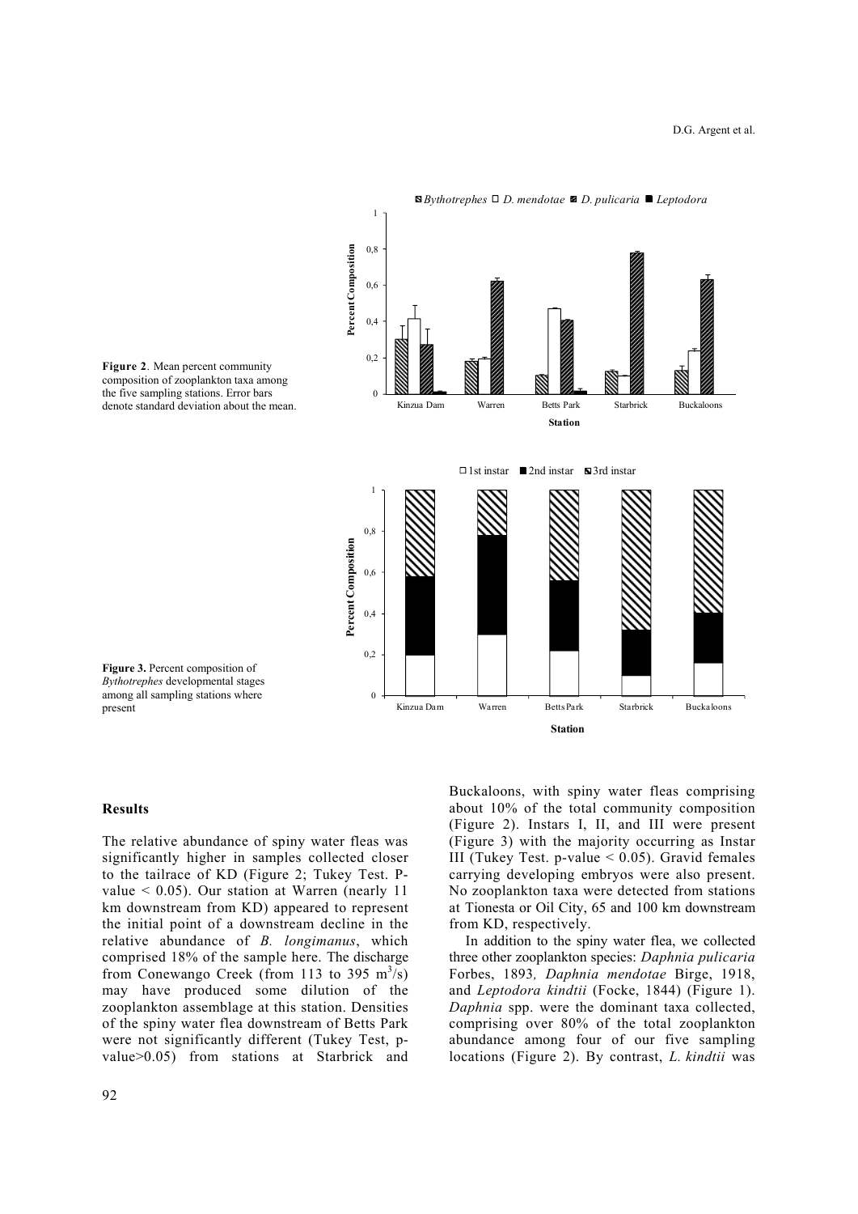**Figure 2**. Mean percent community composition of zooplankton taxa among the five sampling stations. Error bars denote standard deviation about the mean.

**Figure 3.** Percent composition of *Bythotrephes* developmental stages among all sampling stations where present

## Results

The relative abundance of spiny water fleas was significantly higher in samples collected closer to the tailrace of KD (Figure 2; Tukey Test. P-value < 0.05). Our station at Warren (nearly 11 km downstream from KD) appeared to represent the initial point of a downstream decline in the relative abundance of *B. longimanus*, which comprised 18% of the sample here. The discharge from Conewango Creek (from 113 to 395 $m^3/s$) may have produced some dilution of the zooplankton assemblage at this station. Densities of the spiny water flea downstream of Betts Park were not significantly different (Tukey Test, p-value>0.05) from stations at Starbrick and Buckaloons, with spiny water fleas comprising about 10% of the total community composition (Figure 2). Instars I, II, and III were present (Figure 3) with the majority occurring as Instar III (Tukey Test. p-value < 0.05). Gravid females carrying developing embryos were also present. No zooplankton taxa were detected from stations at Tionesta or Oil City, 65 and 100 km downstream from KD, respectively.

In addition to the spiny water flea, we collected three other zooplankton species: *Daphnia pulicaria* Forbes, 1893*, Daphnia mendotae* Birge, 1918, and *Leptodora kindtii* (Focke, 1844) (Figure 1). *Daphnia* spp. were the dominant taxa collected, comprising over 80% of the total zooplankton abundance among four of our five sampling locations (Figure 2). By contrast, *L. kindtii* was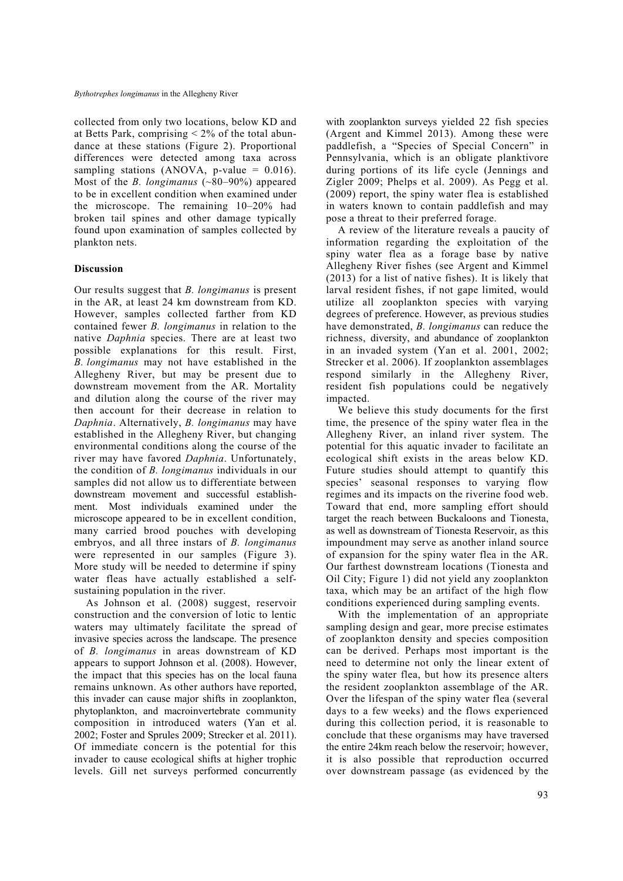collected from only two locations, below KD and at Betts Park, comprising < 2% of the total abundance at these stations (Figure 2). Proportional differences were detected among taxa across sampling stations (ANOVA, p-value = 0.016). Most of the *B. longimanus* (~80–90%) appeared to be in excellent condition when examined under the microscope. The remaining 10–20% had broken tail spines and other damage typically found upon examination of samples collected by plankton nets.

## Discussion

Our results suggest that *B. longimanus* is present in the AR, at least 24 km downstream from KD. However, samples collected farther from KD contained fewer *B. longimanus* in relation to the native *Daphnia* species. There are at least two possible explanations for this result. First, *B. longimanus* may not have established in the Allegheny River, but may be present due to downstream movement from the AR. Mortality and dilution along the course of the river may then account for their decrease in relation to *Daphnia*. Alternatively, *B. longimanus* may have established in the Allegheny River, but changing environmental conditions along the course of the river may have favored *Daphnia*. Unfortunately, the condition of *B. longimanus* individuals in our samples did not allow us to differentiate between downstream movement and successful establishment. Most individuals examined under the microscope appeared to be in excellent condition, many carried brood pouches with developing embryos, and all three instars of *B. longimanus* were represented in our samples (Figure 3). More study will be needed to determine if spiny water fleas have actually established a self-sustaining population in the river.

As Johnson et al. (2008) suggest, reservoir construction and the conversion of lotic to lentic waters may ultimately facilitate the spread of invasive species across the landscape. The presence of *B. longimanus* in areas downstream of KD appears to support Johnson et al. (2008). However, the impact that this species has on the local fauna remains unknown. As other authors have reported, this invader can cause major shifts in zooplankton, phytoplankton, and macroinvertebrate community composition in introduced waters (Yan et al. 2002; Foster and Sprules 2009; Strecker et al. 2011). Of immediate concern is the potential for this invader to cause ecological shifts at higher trophic levels. Gill net surveys performed concurrently with zooplankton surveys yielded 22 fish species (Argent and Kimmel 2013). Among these were paddlefish, a "Species of Special Concern" in Pennsylvania, which is an obligate planktivore during portions of its life cycle (Jennings and Zigler 2009; Phelps et al. 2009). As Pegg et al. (2009) report, the spiny water flea is established in waters known to contain paddlefish and may pose a threat to their preferred forage.

A review of the literature reveals a paucity of information regarding the exploitation of the spiny water flea as a forage base by native Allegheny River fishes (see Argent and Kimmel (2013) for a list of native fishes). It is likely that larval resident fishes, if not gape limited, would utilize all zooplankton species with varying degrees of preference. However, as previous studies have demonstrated, *B. longimanus* can reduce the richness, diversity, and abundance of zooplankton in an invaded system (Yan et al. 2001, 2002; Strecker et al. 2006). If zooplankton assemblages respond similarly in the Allegheny River, resident fish populations could be negatively impacted.

We believe this study documents for the first time, the presence of the spiny water flea in the Allegheny River, an inland river system. The potential for this aquatic invader to facilitate an ecological shift exists in the areas below KD. Future studies should attempt to quantify this species' seasonal responses to varying flow regimes and its impacts on the riverine food web. Toward that end, more sampling effort should target the reach between Buckaloons and Tionesta, as well as downstream of Tionesta Reservoir, as this impoundment may serve as another inland source of expansion for the spiny water flea in the AR. Our farthest downstream locations (Tionesta and Oil City; Figure 1) did not yield any zooplankton taxa, which may be an artifact of the high flow conditions experienced during sampling events.

With the implementation of an appropriate sampling design and gear, more precise estimates of zooplankton density and species composition can be derived. Perhaps most important is the need to determine not only the linear extent of the spiny water flea, but how its presence alters the resident zooplankton assemblage of the AR. Over the lifespan of the spiny water flea (several days to a few weeks) and the flows experienced during this collection period, it is reasonable to conclude that these organisms may have traversed the entire 24km reach below the reservoir; however, it is also possible that reproduction occurred over downstream passage (as evidenced by the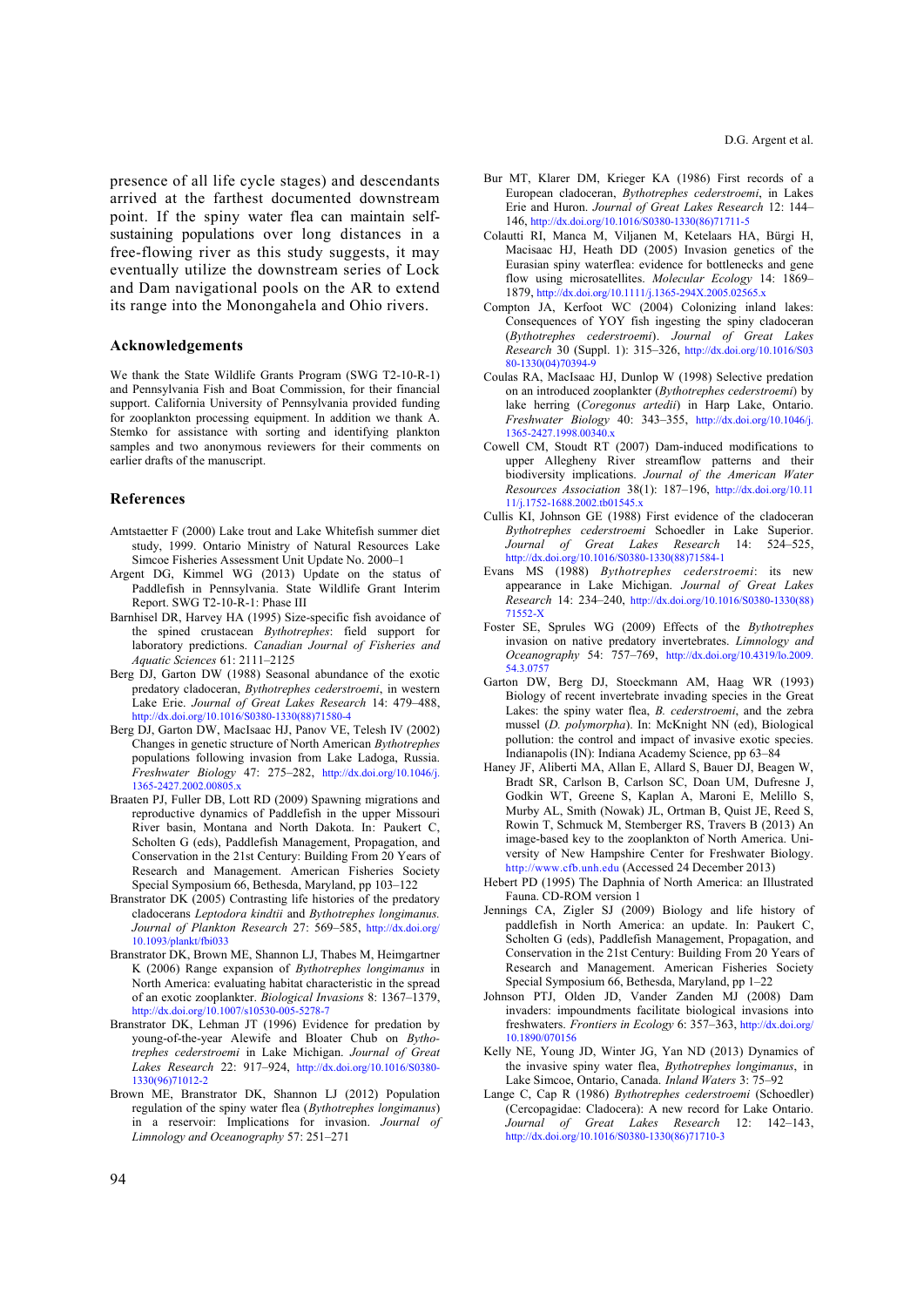presence of all life cycle stages) and descendants arrived at the farthest documented downstream point. If the spiny water flea can maintain self-sustaining populations over long distances in a free-flowing river as this study suggests, it may eventually utilize the downstream series of Lock and Dam navigational pools on the AR to extend its range into the Monongahela and Ohio rivers.

## Acknowledgements

We thank the State Wildlife Grants Program (SWG T2-10-R-1) and Pennsylvania Fish and Boat Commission, for their financial support. California University of Pennsylvania provided funding for zooplankton processing equipment. In addition we thank A. Stemko for assistance with sorting and identifying plankton samples and two anonymous reviewers for their comments on earlier drafts of the manuscript.

## References

Amtstaetter F (2000) Lake trout and Lake Whitefish summer diet study, 1999. Ontario Ministry of Natural Resources Lake Simcoe Fisheries Assessment Unit Update No. 2000–1

Argent DG, Kimmel WG (2013) Update on the status of Paddlefish in Pennsylvania. State Wildlife Grants Interim Report. SWG T2-10-R-1: Phase III

Barnhisel DR, Harvey HA (1995) Size-specific fish avoidance of the spined crustacean *Bythotrephes*: field support for laboratory predictions. *Canadian Journal of Fisheries and Aquatic Sciences* 61: 2111–2125

Berg DJ, Garton DW (1988) Seasonal abundance of the exotic predatory cladoceran, *Bythotrephes cederstroemi*, in western Lake Erie. *Journal of Great Lakes Research* 14: 479–488, http://dx.doi.org/10.1016/S0380-1330(88)71580-4

Berg DJ, Garton DW, MacIsaac HJ, Panov VE, Telesh IV (2002) Changes in genetic structure of North American *Bythotrephes* populations following invasion from Lake Ladoga, Russia. *Freshwater Biology* 47: 275–282, http://dx.doi.org/10.1046/j.1365-2427.2002.00805.x

Braaten PJ, Fuller DB, Lott RD (2009) Spawning migrations and reproductive dynamics of Paddlefish in the upper Missouri River basin, Montana and North Dakota. In: Paukert C, Scholten G (eds), Paddlefish Management, Propagation, and Conservation in the 21st Century: Building From 20 Years of Research and Management. American Fisheries Society Special Symposium 66, Bethesda, Maryland, pp 103–122

Branstrator DK (2005) Contrasting life histories of the predatory cladocerans *Leptodora kindtii* and *Bythotrephes longimanus. Journal of Plankton Research* 27: 569–585, http://dx.doi.org/10.1093/plankt/fbi033

Branstrator DK, Brown ME, Shannon LJ, Thabes M, Heimgartner K (2006) Range expansion of *Bythotrephes longimanus* in North America: evaluating habitat characteristic in the spread of an exotic zooplankter. *Biological Invasions* 8: 1367–1379, http://dx.doi.org/10.1007/s10530-005-5278-7

Branstrator DK, Lehman JT (1996) Evidence for predation by young-of-the-year Alewife and Bloater Chub on *Bythotrephes cederstroemi* in Lake Michigan. *Journal of Great Lakes Research* 22: 917–924, http://dx.doi.org/10.1016/S0380-1330(96)71012-2

Brown ME, Branstrator DK, Shannon LJ (2012) Population regulation of the spiny water flea (*Bythotrephes longimanus*) in a reservoir: Implications for invasion. *Journal of Limnology and Oceanography* 57: 251–271

Bur MT, Klarer DM, Krieger KA (1986) First records of a European cladoceran, *Bythotrephes cederstroemi*, in Lakes Erie and Huron. *Journal of Great Lakes Research* 12: 144–146, http://dx.doi.org/10.1016/S0380-1330(86)71711-5

Colautti RI, Manca M, Viljanen M, Ketelaars HA, Bürgi H, Macisaac HJ, Heath DD (2005) Invasion genetics of the Eurasian spiny waterflea: evidence for bottlenecks and gene flow using microsatellites. *Molecular Ecology* 14: 1869–1879, http://dx.doi.org/10.1111/j.1365-294X.2005.02565.x

Compton JA, Kerfoot WC (2004) Colonizing inland lakes: Consequences of YOY fish ingesting the spiny cladoceran (*Bythotrephes cederstroemi*). *Journal of Great Lakes Research* 30 (Suppl. 1): 315–326, http://dx.doi.org/10.1016/S0380-1330(04)70394-9

Coulas RA, MacIsaac HJ, Dunlop W (1998) Selective predation on an introduced zooplankter (*Bythotrephes cederstroemi*) by lake herring (*Coregonus artedii*) in Harp Lake, Ontario. *Freshwater Biology* 40: 343–355, http://dx.doi.org/10.1046/j.1365-2427.1998.00340.x

Cowell CM, Stoudt RT (2007) Dam-induced modifications to upper Allegheny River streamflow patterns and their biodiversity implications. *Journal of the American Water Resources Association* 38(1): 187–196, http://dx.doi.org/10.1111/j.1752-1688.2002.tb01545.x

Cullis KI, Johnson GE (1988) First evidence of the cladoceran *Bythotrephes cederstroemi* Schoedler in Lake Superior. *Journal of Great Lakes Research* 14: 524–525, http://dx.doi.org/10.1016/S0380-1330(88)71584-1

Evans MS (1988) *Bythotrephes cederstroemi*: its new appearance in Lake Michigan. *Journal of Great Lakes Research* 14: 234–240, http://dx.doi.org/10.1016/S0380-1330(88)71552-X

Foster SE, Sprules WG (2009) Effects of the *Bythotrephes* invasion on native predatory invertebrates. *Limnology and Oceanography* 54: 757–769, http://dx.doi.org/10.4319/lo.2009.54.3.0757

Garton DW, Berg DJ, Stoeckmann AM, Haag WR (1993) Biology of recent invertebrate invading species in the Great Lakes: the spiny water flea, *B. cederstroemi*, and the zebra mussel (*D. polymorpha*). In: McKnight NN (ed), Biological pollution: the control and impact of invasive exotic species. Indianapolis (IN): Indiana Academy Science, pp 63–84

Haney JF, Aliberti MA, Allan E, Allard S, Bauer DJ, Beagen W, Bradt SR, Carlson B, Carlson SC, Doan UM, Dufresne J, Godkin WT, Greene S, Kaplan A, Maroni E, Melillo S, Murby AL, Smith (Nowak) JL, Ortman B, Quist JE, Reed S, Rowin T, Schmuck M, Stemberger RS, Travers B (2013) An image-based key to the zooplankton of North America. University of New Hampshire Center for Freshwater Biology. http://www.cfb.unh.edu (Accessed 24 December 2013)

Hebert PD (1995) The Daphnia of North America: an Illustrated Fauna. CD-ROM version 1

Jennings CA, Zigler SJ (2009) Biology and life history of paddlefish in North America: an update. In: Paukert C, Scholten G (eds), Paddlefish Management, Propagation, and Conservation in the 21st Century: Building From 20 Years of Research and Management. American Fisheries Society Special Symposium 66, Bethesda, Maryland, pp 1–22

Johnson PTJ, Olden JD, Vander Zanden MJ (2008) Dam invaders: impoundments facilitate biological invasions into freshwaters. *Frontiers in Ecology* 6: 357–363, http://dx.doi.org/10.1890/070156

Kelly NE, Young JD, Winter JG, Yan ND (2013) Dynamics of the invasive spiny water flea, *Bythotrephes longimanus*, in Lake Simcoe, Ontario, Canada. *Inland Waters* 3: 75–92

Lange C, Cap R (1986) *Bythotrephes cederstroemi* (Schoedler) (Cercopagidae: Cladocera): A new record for Lake Ontario. *Journal of Great Lakes Research* 12: 142–143, http://dx.doi.org/10.1016/S0380-1330(86)71710-3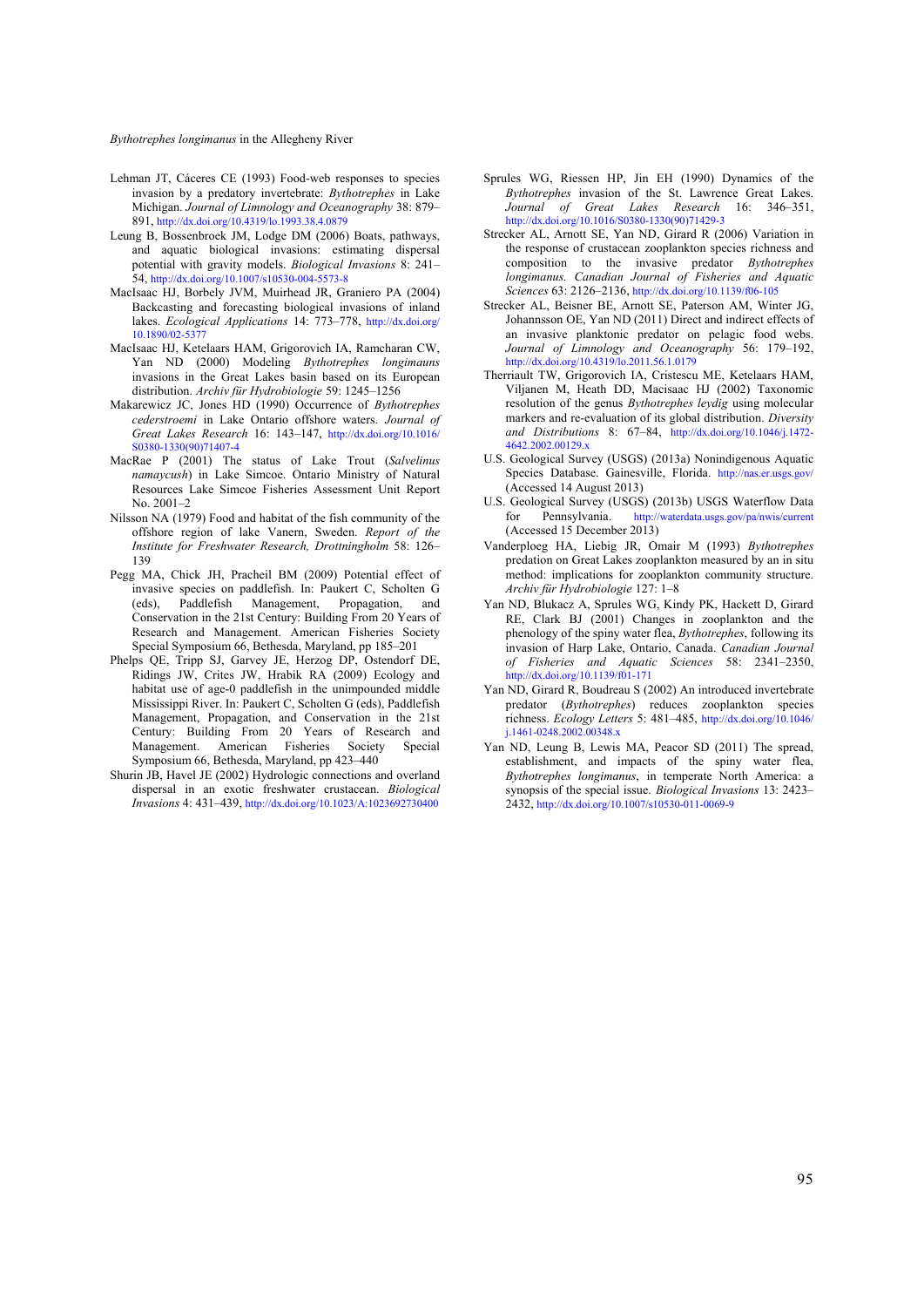Lehman JT, Cáceres CE (1993) Food-web responses to species invasion by a predatory invertebrate: *Bythotrephes* in Lake Michigan. *Journal of Limnology and Oceanography* 38: 879–891, http://dx.doi.org/10.4319/lo.1993.38.4.0879

Leung B, Bossenbroek JM, Lodge DM (2006) Boats, pathways, and aquatic biological invasions: estimating dispersal potential with gravity models. *Biological Invasions* 8: 241–54, http://dx.doi.org/10.1007/s10530-004-5573-8

MacIsaac HJ, Borbely JVM, Muirhead JR, Graniero PA (2004) Backcasting and forecasting biological invasions of inland lakes. *Ecological Applications* 14: 773–778, http://dx.doi.org/10.1890/02-5377

MacIsaac HJ, Ketelaars HAM, Grigorovich IA, Ramcharan CW, Yan ND (2000) Modeling *Bythotrephes longimauns* invasions in the Great Lakes basin based on its European distribution. *Archiv für Hydrobiologie* 59: 1245–1256

Makarewicz JC, Jones HD (1990) Occurrence of *Bythotrephes cederstroemi* in Lake Ontario offshore waters. *Journal of Great Lakes Research* 16: 143–147, http://dx.doi.org/10.1016/S0380-1330(90)71407-4

MacRae P (2001) The status of Lake Trout (*Salvelinus namaycush*) in Lake Simcoe. Ontario Ministry of Natural Resources Lake Simcoe Fisheries Assessment Unit Report No. 2001–2

Nilsson NA (1979) Food and habitat of the fish community of the offshore region of lake Vanern, Sweden. *Report of the Institute for Freshwater Research, Drottningholm* 58: 126–139

Pegg MA, Chick JH, Pracheil BM (2009) Potential effect of invasive species on paddlefish. In: Paukert C, Scholten G (eds), Paddlefish Management, Propagation, and Conservation in the 21st Century: Building From 20 Years of Research and Management. American Fisheries Society Special Symposium 66, Bethesda, Maryland, pp 185–201

Phelps QE, Tripp SJ, Garvey JE, Herzog DP, Ostendorf DE, Ridings JW, Crites JW, Hrabik RA (2009) Ecology and habitat use of age-0 paddlefish in the unimpounded middle Mississippi River. In: Paukert C, Scholten G (eds), Paddlefish Management, Propagation, and Conservation in the 21st Century: Building From 20 Years of Research and Management. American Fisheries Society Special Symposium 66, Bethesda, Maryland, pp 423–440

Shurin JB, Havel JE (2002) Hydrologic connections and overland dispersal in an exotic freshwater crustacean. *Biological Invasions* 4: 431–439, http://dx.doi.org/10.1023/A:1023692730400

Sprules WG, Riessen HP, Jin EH (1990) Dynamics of the *Bythotrephes* invasion of the St. Lawrence Great Lakes. *Journal of Great Lakes Research* 16: 346–351, http://dx.doi.org/10.1016/S0380-1330(90)71429-3

Strecker AL, Arnott SE, Yan ND, Girard R (2006) Variation in the response of crustacean zooplankton species richness and composition to the invasive predator *Bythotrephes longimanus*. *Canadian Journal of Fisheries and Aquatic Sciences* 63: 2126–2136, http://dx.doi.org/10.1139/f06-105

Strecker AL, Beisner BE, Arnott SE, Paterson AM, Winter JG, Johannsson OE, Yan ND (2011) Direct and indirect effects of an invasive planktonic predator on pelagic food webs. *Journal of Limnology and Oceanography* 56: 179–192, http://dx.doi.org/10.4319/lo.2011.56.1.0179

Therriault TW, Grigorovich IA, Cristescu ME, Ketelaars HAM, Viljanen M, Heath DD, Macisaac HJ (2002) Taxonomic resolution of the genus *Bythotrephes leydig* using molecular markers and re-evaluation of its global distribution. *Diversity and Distributions* 8: 67–84, http://dx.doi.org/10.1046/j.1472-4642.2002.00129.x

U.S. Geological Survey (USGS) (2013a) Nonindigenous Aquatic Species Database. Gainesville, Florida. http://nas.er.usgs.gov/ (Accessed 14 August 2013)

U.S. Geological Survey (USGS) (2013b) USGS Waterflow Data for Pennsylvania. http://waterdata.usgs.gov/pa/nwis/current (Accessed 15 December 2013)

Vanderploeg HA, Liebig JR, Omair M (1993) *Bythotrephes* predation on Great Lakes zooplankton measured by an in situ method: implications for zooplankton community structure. *Archiv für Hydrobiologie* 127: 1–8

Yan ND, Blukacz A, Sprules WG, Kindy PK, Hackett D, Girard RE, Clark BJ (2001) Changes in zooplankton and the phenology of the spiny water flea, *Bythotrephes*, following its invasion of Harp Lake, Ontario, Canada. *Canadian Journal of Fisheries and Aquatic Sciences* 58: 2341–2350, http://dx.doi.org/10.1139/f01-171

Yan ND, Girard R, Boudreau S (2002) An introduced invertebrate predator (*Bythotrephes*) reduces zooplankton species richness. *Ecology Letters* 5: 481–485, http://dx.doi.org/10.1046/j.1461-0248.2002.00348.x

Yan ND, Leung B, Lewis MA, Peacor SD (2011) The spread, establishment, and impacts of the spiny water flea, *Bythotrephes longimanus*, in temperate North America: a synopsis of the special issue. *Biological Invasions* 13: 2423–2432, http://dx.doi.org/10.1007/s10530-011-0069-9